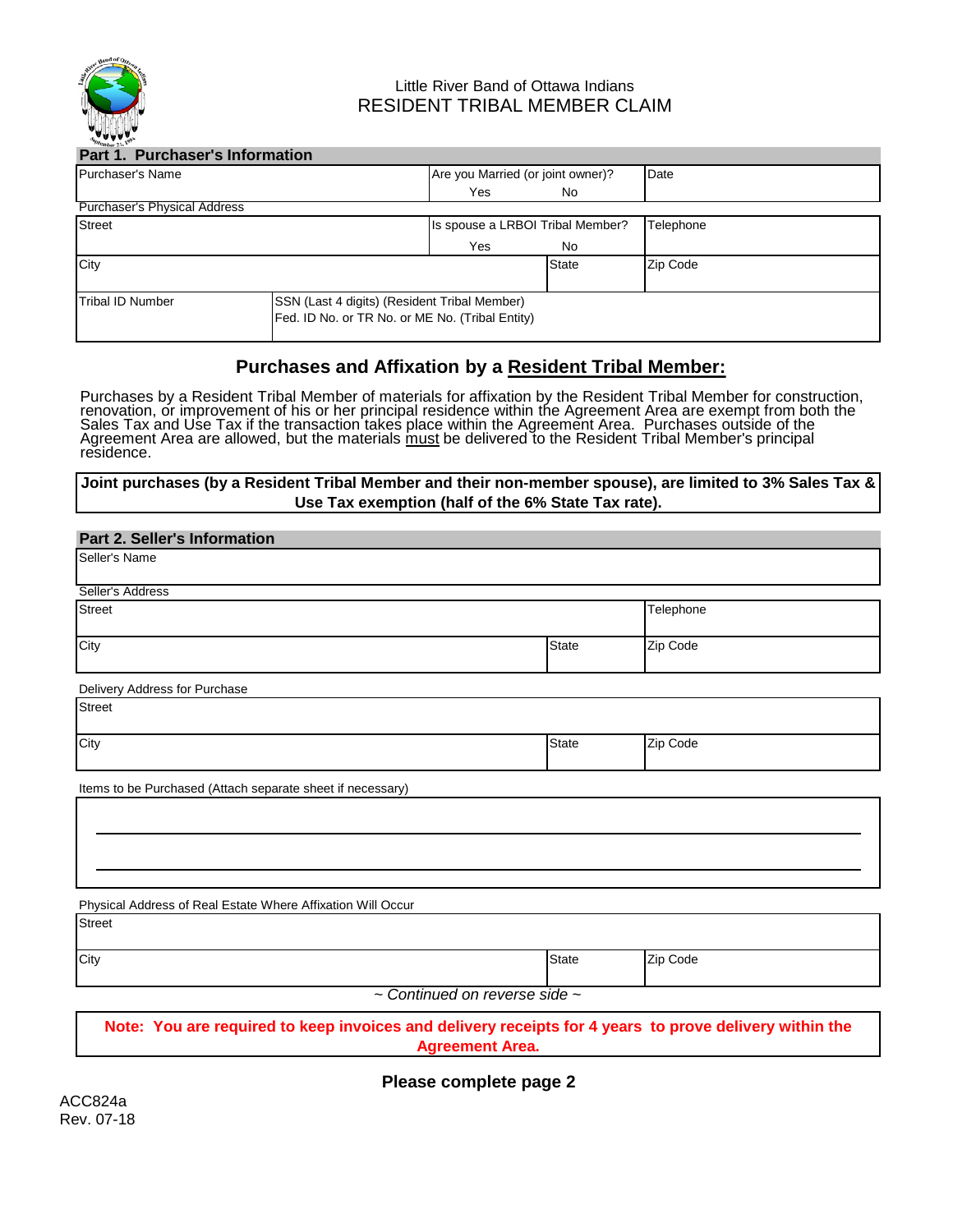Little River Band of Ottawa Indians

# RESIDENT TRIBAL MEMBER CLAIM

## Part 1. Purchaser's Information

| Purchaser's Name | Are you Married (or joint owner)? Yes No | Date |
|---|---|---|

Purchaser's Physical Address

| Street | | Is spouse a LRBOI Tribal Member? Yes No | Telephone |
|---|---|---|---|
| City | | State | Zip Code |
| Tribal ID Number | SSN (Last 4 digits) (Resident Tribal Member) Fed. ID No. or TR No. or ME No. (Tribal Entity) | | |

## Purchases and Affixation by a Resident Tribal Member:

Purchases by a Resident Tribal Member of materials for affixation by the Resident Tribal Member for construction, renovation, or improvement of his or her principal residence within the Agreement Area are exempt from both the Sales Tax and Use Tax if the transaction takes place within the Agreement Area. Purchases outside of the Agreement Area are allowed, but the materials must be delivered to the Resident Tribal Member's principal residence.

**Joint purchases (by a Resident Tribal Member and their non-member spouse), are limited to 3% Sales Tax & Use Tax exemption (half of the 6% State Tax rate).**

## Part 2. Seller's Information

| Seller's Name |
|---|

Seller's Address

| Street | | Telephone |
|---|---|---|
| City | State | Zip Code |

Delivery Address for Purchase

| Street | | |
|---|---|---|
| City | State | Zip Code |

Items to be Purchased (Attach separate sheet if necessary)

______________________________________________

______________________________________________

Physical Address of Real Estate Where Affixation Will Occur

| Street | | |
|---|---|---|
| City | State | Zip Code |

*~ Continued on reverse side ~*

**Note: You are required to keep invoices and delivery receipts for 4 years to prove delivery within the Agreement Area.**

**Please complete page 2**

ACC824a
Rev. 07-18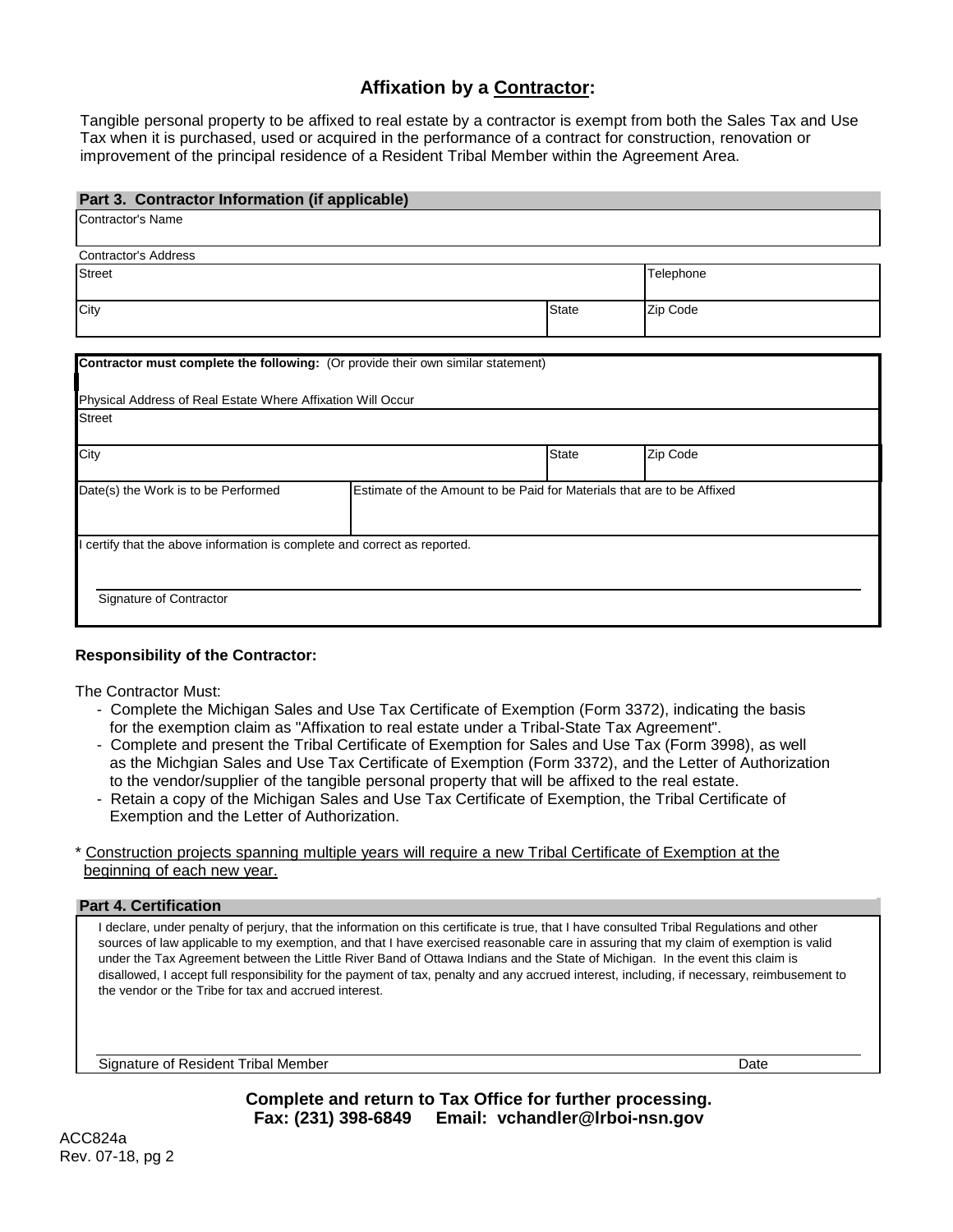## Affixation by a Contractor:

Tangible personal property to be affixed to real estate by a contractor is exempt from both the Sales Tax and Use Tax when it is purchased, used or acquired in the performance of a contract for construction, renovation or improvement of the principal residence of a Resident Tribal Member within the Agreement Area.

**Part 3. Contractor Information (if applicable)**

| Contractor's Name | | |
|---|---|---|
| | | |

Contractor's Address

| Street | | Telephone |
|---|---|---|
| City | State | Zip Code |

**Contractor must complete the following:** (Or provide their own similar statement)

Physical Address of Real Estate Where Affixation Will Occur

| Street | | |
|---|---|---|
| City | State | Zip Code |

| Date(s) the Work is to be Performed | Estimate of the Amount to be Paid for Materials that are to be Affixed |
|---|---|
| | |

I certify that the above information is complete and correct as reported.

Signature of Contractor

**Responsibility of the Contractor:**

The Contractor Must:

- Complete the Michigan Sales and Use Tax Certificate of Exemption (Form 3372), indicating the basis for the exemption claim as "Affixation to real estate under a Tribal-State Tax Agreement".
- Complete and present the Tribal Certificate of Exemption for Sales and Use Tax (Form 3998), as well as the Michgian Sales and Use Tax Certificate of Exemption (Form 3372), and the Letter of Authorization to the vendor/supplier of the tangible personal property that will be affixed to the real estate.
- Retain a copy of the Michigan Sales and Use Tax Certificate of Exemption, the Tribal Certificate of Exemption and the Letter of Authorization.

\* Construction projects spanning multiple years will require a new Tribal Certificate of Exemption at the beginning of each new year.

**Part 4. Certification**

I declare, under penalty of perjury, that the information on this certificate is true, that I have consulted Tribal Regulations and other sources of law applicable to my exemption, and that I have exercised reasonable care in assuring that my claim of exemption is valid under the Tax Agreement between the Little River Band of Ottawa Indians and the State of Michigan. In the event this claim is disallowed, I accept full responsibility for the payment of tax, penalty and any accrued interest, including, if necessary, reimbursement to the vendor or the Tribe for tax and accrued interest.

Signature of Resident Tribal Member Date

**Complete and return to Tax Office for further processing.**
**Fax: (231) 398-6849 Email: vchandler@lrboi-nsn.gov**

ACC824a
Rev. 07-18, pg 2